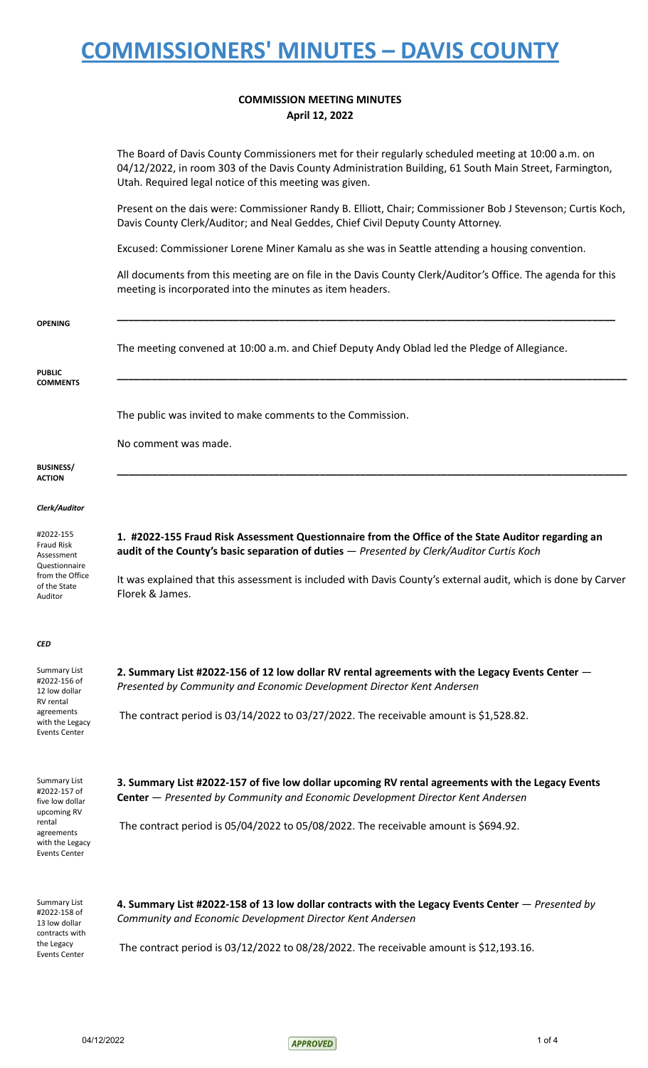# COMMISSIONERS' MINUTES – DAVIS COUNTY

**COMMISSION MEETING MINUTES**
**April 12, 2022**

The Board of Davis County Commissioners met for their regularly scheduled meeting at 10:00 a.m. on 04/12/2022, in room 303 of the Davis County Administration Building, 61 South Main Street, Farmington, Utah. Required legal notice of this meeting was given.

Present on the dais were: Commissioner Randy B. Elliott, Chair; Commissioner Bob J Stevenson; Curtis Koch, Davis County Clerk/Auditor; and Neal Geddes, Chief Civil Deputy County Attorney.

Excused: Commissioner Lorene Miner Kamalu as she was in Seattle attending a housing convention.

All documents from this meeting are on file in the Davis County Clerk/Auditor's Office. The agenda for this meeting is incorporated into the minutes as item headers.

**OPENING**

The meeting convened at 10:00 a.m. and Chief Deputy Andy Oblad led the Pledge of Allegiance.

**PUBLIC COMMENTS**

The public was invited to make comments to the Commission.

No comment was made.

**BUSINESS/ ACTION**

*Clerk/Auditor*

#2022-155 Fraud Risk Assessment Questionnaire from the Office of the State Auditor

**1. #2022-155 Fraud Risk Assessment Questionnaire from the Office of the State Auditor regarding an audit of the County's basic separation of duties** — *Presented by Clerk/Auditor Curtis Koch*

It was explained that this assessment is included with Davis County's external audit, which is done by Carver Florek & James.

*CED*

Summary List #2022-156 of 12 low dollar RV rental agreements with the Legacy Events Center

**2. Summary List #2022-156 of 12 low dollar RV rental agreements with the Legacy Events Center** — *Presented by Community and Economic Development Director Kent Andersen*

The contract period is 03/14/2022 to 03/27/2022. The receivable amount is $1,528.82.

Summary List #2022-157 of five low dollar upcoming RV rental agreements with the Legacy Events Center

**3. Summary List #2022-157 of five low dollar upcoming RV rental agreements with the Legacy Events Center** — *Presented by Community and Economic Development Director Kent Andersen*

The contract period is 05/04/2022 to 05/08/2022. The receivable amount is $694.92.

Summary List #2022-158 of 13 low dollar contracts with the Legacy Events Center

**4. Summary List #2022-158 of 13 low dollar contracts with the Legacy Events Center** — *Presented by Community and Economic Development Director Kent Andersen*

The contract period is 03/12/2022 to 08/28/2022. The receivable amount is $12,193.16.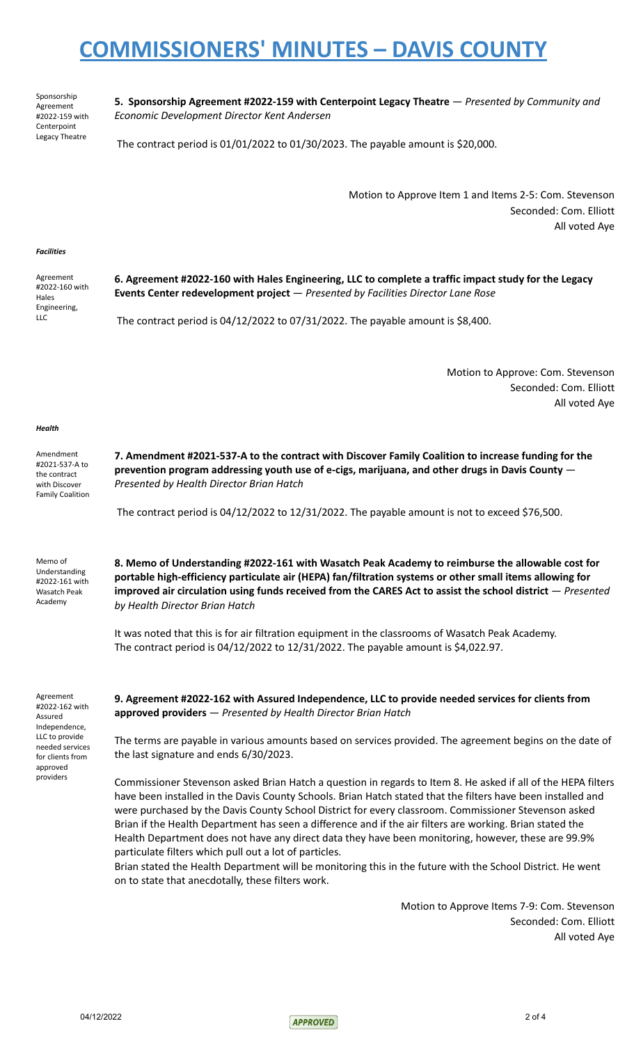Sponsorship Agreement #2022-159 with Centerpoint Legacy Theatre

**5. Sponsorship Agreement #2022-159 with Centerpoint Legacy Theatre** — *Presented by Community and Economic Development Director Kent Andersen*

The contract period is 01/01/2022 to 01/30/2023. The payable amount is $20,000.

Motion to Approve Item 1 and Items 2-5: Com. Stevenson
Seconded: Com. Elliott
All voted Aye

***Facilities***

Agreement #2022-160 with Hales Engineering, LLC

**6. Agreement #2022-160 with Hales Engineering, LLC to complete a traffic impact study for the Legacy Events Center redevelopment project** — *Presented by Facilities Director Lane Rose*

The contract period is 04/12/2022 to 07/31/2022. The payable amount is $8,400.

Motion to Approve: Com. Stevenson
Seconded: Com. Elliott
All voted Aye

***Health***

Amendment #2021-537-A to the contract with Discover Family Coalition

**7. Amendment #2021-537-A to the contract with Discover Family Coalition to increase funding for the prevention program addressing youth use of e-cigs, marijuana, and other drugs in Davis County** — *Presented by Health Director Brian Hatch*

The contract period is 04/12/2022 to 12/31/2022. The payable amount is not to exceed $76,500.

Memo of Understanding #2022-161 with Wasatch Peak Academy

**8. Memo of Understanding #2022-161 with Wasatch Peak Academy to reimburse the allowable cost for portable high-efficiency particulate air (HEPA) fan/filtration systems or other small items allowing for improved air circulation using funds received from the CARES Act to assist the school district** — *Presented by Health Director Brian Hatch*

It was noted that this is for air filtration equipment in the classrooms of Wasatch Peak Academy. The contract period is 04/12/2022 to 12/31/2022. The payable amount is $4,022.97.

Agreement #2022-162 with Assured Independence, LLC to provide needed services for clients from approved providers

**9. Agreement #2022-162 with Assured Independence, LLC to provide needed services for clients from approved providers** — *Presented by Health Director Brian Hatch*

The terms are payable in various amounts based on services provided. The agreement begins on the date of the last signature and ends 6/30/2023.

Commissioner Stevenson asked Brian Hatch a question in regards to Item 8. He asked if all of the HEPA filters have been installed in the Davis County Schools. Brian Hatch stated that the filters have been installed and were purchased by the Davis County School District for every classroom. Commissioner Stevenson asked Brian if the Health Department has seen a difference and if the air filters are working. Brian stated the Health Department does not have any direct data they have been monitoring, however, these are 99.9% particulate filters which pull out a lot of particles.

Brian stated the Health Department will be monitoring this in the future with the School District. He went on to state that anecdotally, these filters work.

Motion to Approve Items 7-9: Com. Stevenson
Seconded: Com. Elliott
All voted Aye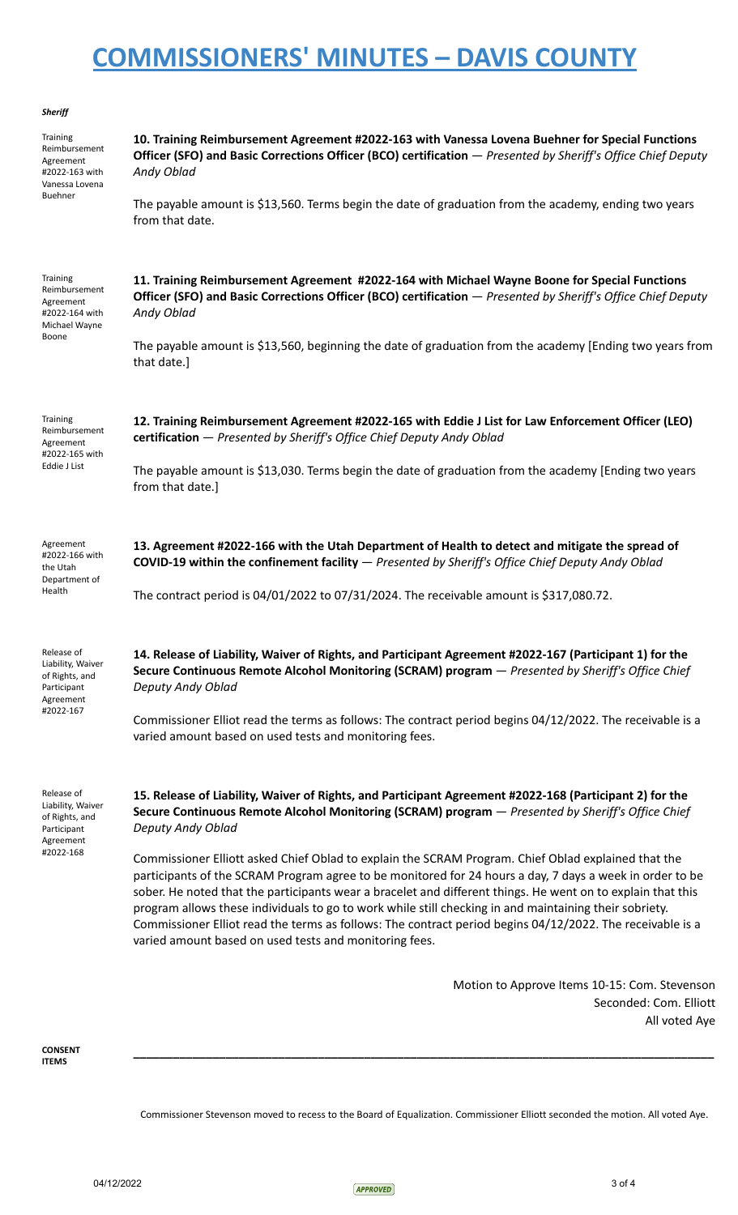# COMMISSIONERS' MINUTES – DAVIS COUNTY

***Sheriff***

Training Reimbursement Agreement #2022-163 with Vanessa Lovena Buehner

**10. Training Reimbursement Agreement #2022-163 with Vanessa Lovena Buehner for Special Functions Officer (SFO) and Basic Corrections Officer (BCO) certification** — *Presented by Sheriff's Office Chief Deputy Andy Oblad*

The payable amount is $13,560. Terms begin the date of graduation from the academy, ending two years from that date.

Training Reimbursement Agreement #2022-164 with Michael Wayne Boone

**11. Training Reimbursement Agreement #2022-164 with Michael Wayne Boone for Special Functions Officer (SFO) and Basic Corrections Officer (BCO) certification** — *Presented by Sheriff's Office Chief Deputy Andy Oblad*

The payable amount is $13,560, beginning the date of graduation from the academy [Ending two years from that date.]

Training Reimbursement Agreement #2022-165 with Eddie J List

**12. Training Reimbursement Agreement #2022-165 with Eddie J List for Law Enforcement Officer (LEO) certification** — *Presented by Sheriff's Office Chief Deputy Andy Oblad*

The payable amount is $13,030. Terms begin the date of graduation from the academy [Ending two years from that date.]

Agreement #2022-166 with the Utah Department of Health

**13. Agreement #2022-166 with the Utah Department of Health to detect and mitigate the spread of COVID-19 within the confinement facility** — *Presented by Sheriff's Office Chief Deputy Andy Oblad*

The contract period is 04/01/2022 to 07/31/2024. The receivable amount is $317,080.72.

Release of Liability, Waiver of Rights, and Participant Agreement #2022-167

**14. Release of Liability, Waiver of Rights, and Participant Agreement #2022-167 (Participant 1) for the Secure Continuous Remote Alcohol Monitoring (SCRAM) program** — *Presented by Sheriff's Office Chief Deputy Andy Oblad*

Commissioner Elliot read the terms as follows: The contract period begins 04/12/2022. The receivable is a varied amount based on used tests and monitoring fees.

Release of Liability, Waiver of Rights, and Participant Agreement #2022-168

**15. Release of Liability, Waiver of Rights, and Participant Agreement #2022-168 (Participant 2) for the Secure Continuous Remote Alcohol Monitoring (SCRAM) program** — *Presented by Sheriff's Office Chief Deputy Andy Oblad*

Commissioner Elliott asked Chief Oblad to explain the SCRAM Program. Chief Oblad explained that the participants of the SCRAM Program agree to be monitored for 24 hours a day, 7 days a week in order to be sober. He noted that the participants wear a bracelet and different things. He went on to explain that this program allows these individuals to go to work while still checking in and maintaining their sobriety. Commissioner Elliot read the terms as follows: The contract period begins 04/12/2022. The receivable is a varied amount based on used tests and monitoring fees.

Motion to Approve Items 10-15: Com. Stevenson
Seconded: Com. Elliott
All voted Aye

**CONSENT ITEMS**

---

Commissioner Stevenson moved to recess to the Board of Equalization. Commissioner Elliott seconded the motion. All voted Aye.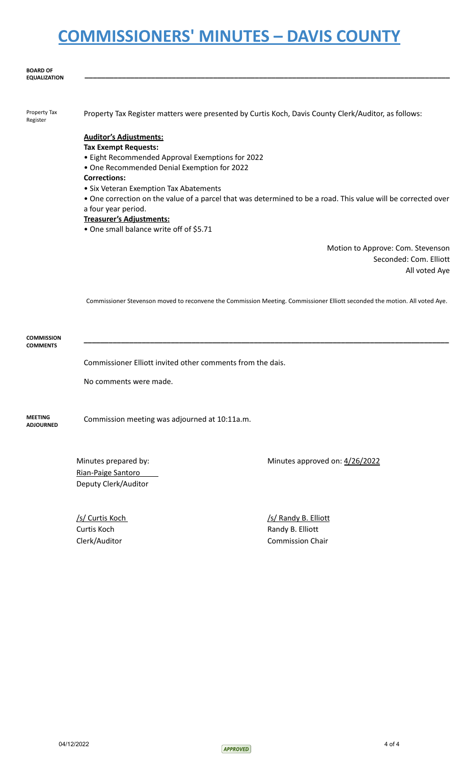# COMMISSIONERS' MINUTES – DAVIS COUNTY

**BOARD OF EQUALIZATION**

---

Property Tax Register

Property Tax Register matters were presented by Curtis Koch, Davis County Clerk/Auditor, as follows:

**Auditor's Adjustments:**

**Tax Exempt Requests:**

- Eight Recommended Approval Exemptions for 2022
- One Recommended Denial Exemption for 2022

**Corrections:**

- Six Veteran Exemption Tax Abatements
- One correction on the value of a parcel that was determined to be a road. This value will be corrected over a four year period.

**Treasurer's Adjustments:**

- One small balance write off of $5.71

Motion to Approve: Com. Stevenson
Seconded: Com. Elliott
All voted Aye

Commissioner Stevenson moved to reconvene the Commission Meeting. Commissioner Elliott seconded the motion. All voted Aye.

**COMMISSION COMMENTS**

---

Commissioner Elliott invited other comments from the dais.

No comments were made.

**MEETING ADJOURNED**

Commission meeting was adjourned at 10:11a.m.

Minutes prepared by:
Rian-Paige Santoro
Deputy Clerk/Auditor

Minutes approved on: 4/26/2022

/s/ Curtis Koch
Curtis Koch
Clerk/Auditor

/s/ Randy B. Elliott
Randy B. Elliott
Commission Chair

04/12/2022

APPROVED